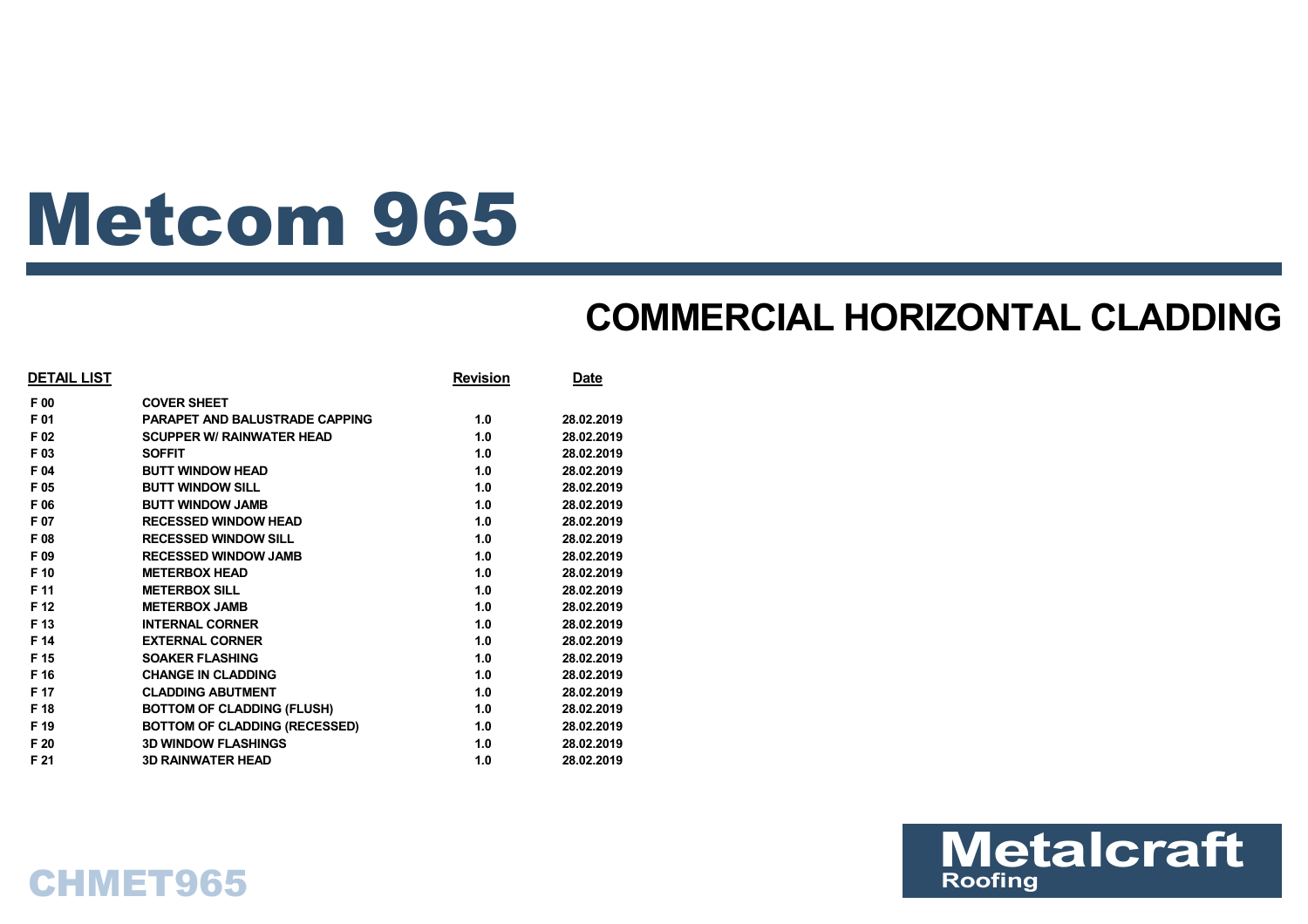# Metcom 965

## COMMERCIAL HORIZONTAL CLADDING

| DETAIL LIST | | Revision | Date |
|---|---|---|---|
| F 00 | COVER SHEET | | |
| F 01 | PARAPET AND BALUSTRADE CAPPING | 1.0 | 28.02.2019 |
| F 02 | SCUPPER W/ RAINWATER HEAD | 1.0 | 28.02.2019 |
| F 03 | SOFFIT | 1.0 | 28.02.2019 |
| F 04 | BUTT WINDOW HEAD | 1.0 | 28.02.2019 |
| F 05 | BUTT WINDOW SILL | 1.0 | 28.02.2019 |
| F 06 | BUTT WINDOW JAMB | 1.0 | 28.02.2019 |
| F 07 | RECESSED WINDOW HEAD | 1.0 | 28.02.2019 |
| F 08 | RECESSED WINDOW SILL | 1.0 | 28.02.2019 |
| F 09 | RECESSED WINDOW JAMB | 1.0 | 28.02.2019 |
| F 10 | METERBOX HEAD | 1.0 | 28.02.2019 |
| F 11 | METERBOX SILL | 1.0 | 28.02.2019 |
| F 12 | METERBOX JAMB | 1.0 | 28.02.2019 |
| F 13 | INTERNAL CORNER | 1.0 | 28.02.2019 |
| F 14 | EXTERNAL CORNER | 1.0 | 28.02.2019 |
| F 15 | SOAKER FLASHING | 1.0 | 28.02.2019 |
| F 16 | CHANGE IN CLADDING | 1.0 | 28.02.2019 |
| F 17 | CLADDING ABUTMENT | 1.0 | 28.02.2019 |
| F 18 | BOTTOM OF CLADDING (FLUSH) | 1.0 | 28.02.2019 |
| F 19 | BOTTOM OF CLADDING (RECESSED) | 1.0 | 28.02.2019 |
| F 20 | 3D WINDOW FLASHINGS | 1.0 | 28.02.2019 |
| F 21 | 3D RAINWATER HEAD | 1.0 | 28.02.2019 |

CHMET965

Metalcraft Roofing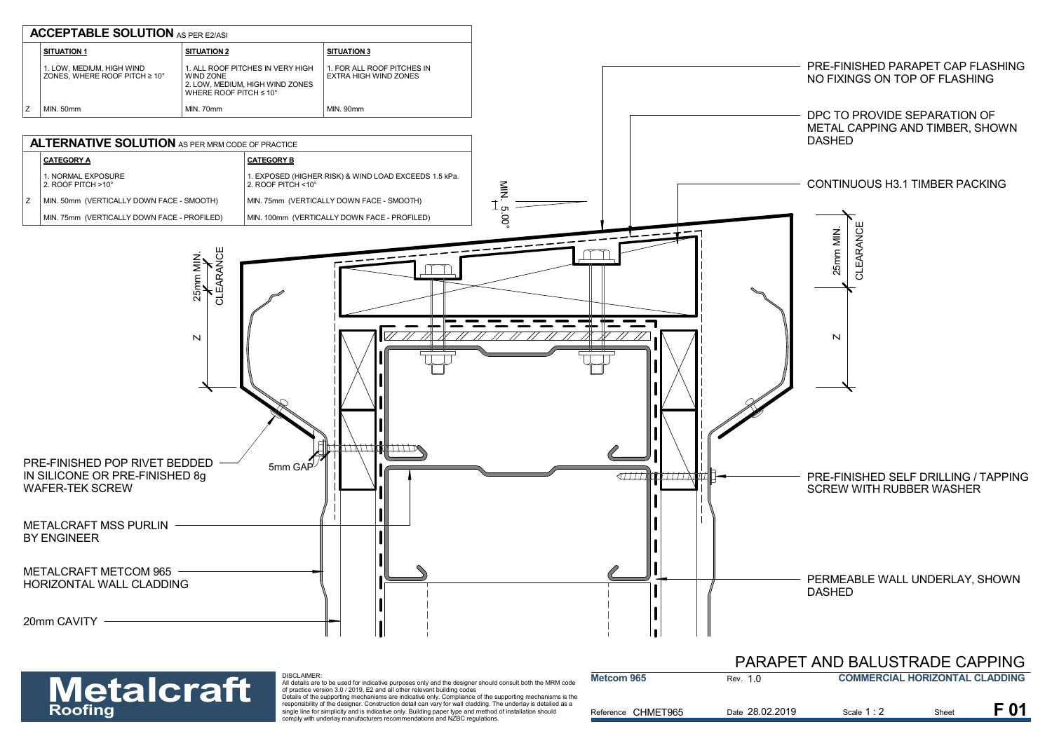## ACCEPTABLE SOLUTION AS PER E2/ASI

| | SITUATION 1 | SITUATION 2 | SITUATION 3 |
|---|---|---|---|
| | 1. LOW, MEDIUM, HIGH WIND ZONES, WHERE ROOF PITCH ≥ 10° | 1. ALL ROOF PITCHES IN VERY HIGH WIND ZONE<br>2. LOW, MEDIUM, HIGH WIND ZONES WHERE ROOF PITCH ≤ 10° | 1. FOR ALL ROOF PITCHES IN EXTRA HIGH WIND ZONES |
| Z | MIN. 50mm | MIN. 70mm | MIN. 90mm |

## ALTERNATIVE SOLUTION AS PER MRM CODE OF PRACTICE

| | CATEGORY A | CATEGORY B |
|---|---|---|
| | 1. NORMAL EXPOSURE<br>2. ROOF PITCH >10° | 1. EXPOSED (HIGHER RISK) & WIND LOAD EXCEEDS 1.5 kPa.<br>2. ROOF PITCH <10° |
| Z | MIN. 50mm (VERTICALLY DOWN FACE - SMOOTH) | MIN. 75mm (VERTICALLY DOWN FACE - SMOOTH) |
| | MIN. 75mm (VERTICALLY DOWN FACE - PROFILED) | MIN. 100mm (VERTICALLY DOWN FACE - PROFILED) |

PRE-FINISHED PARAPET CAP FLASHING NO FIXINGS ON TOP OF FLASHING

DPC TO PROVIDE SEPARATION OF METAL CAPPING AND TIMBER, SHOWN DASHED

CONTINUOUS H3.1 TIMBER PACKING

MIN. 5.00°

25mm MIN. CLEARANCE

Z

PRE-FINISHED POP RIVET BEDDED IN SILICONE OR PRE-FINISHED 8g WAFER-TEK SCREW

5mm GAP

PRE-FINISHED SELF DRILLING / TAPPING SCREW WITH RUBBER WASHER

METALCRAFT MSS PURLIN BY ENGINEER

METALCRAFT METCOM 965 HORIZONTAL WALL CLADDING

PERMEABLE WALL UNDERLAY, SHOWN DASHED

20mm CAVITY

# PARAPET AND BALUSTRADE CAPPING

**Metalcraft Roofing**

DISCLAIMER:
All details are to be used for indicative purposes only and the designer should consult both the MRM code of practice version 3.0 / 2019, E2 and all other relevant building codes
Details of the supporting mechanisms are indicative only. Compliance of the supporting mechanisms is the responsibility of the designer. Construction detail can vary for wall cladding. The underlay is detailed as a single line for simplicity and is indicative only. Building paper type and method of installation should comply with underlay manufacturers recommendations and NZBC regulations.

| Metcom 965 | Rev. 1.0 | COMMERCIAL HORIZONTAL CLADDING | |
|---|---|---|---|
| Reference CHMET965 | Date 28.02.2019 | Scale 1 : 2 | Sheet F 01 |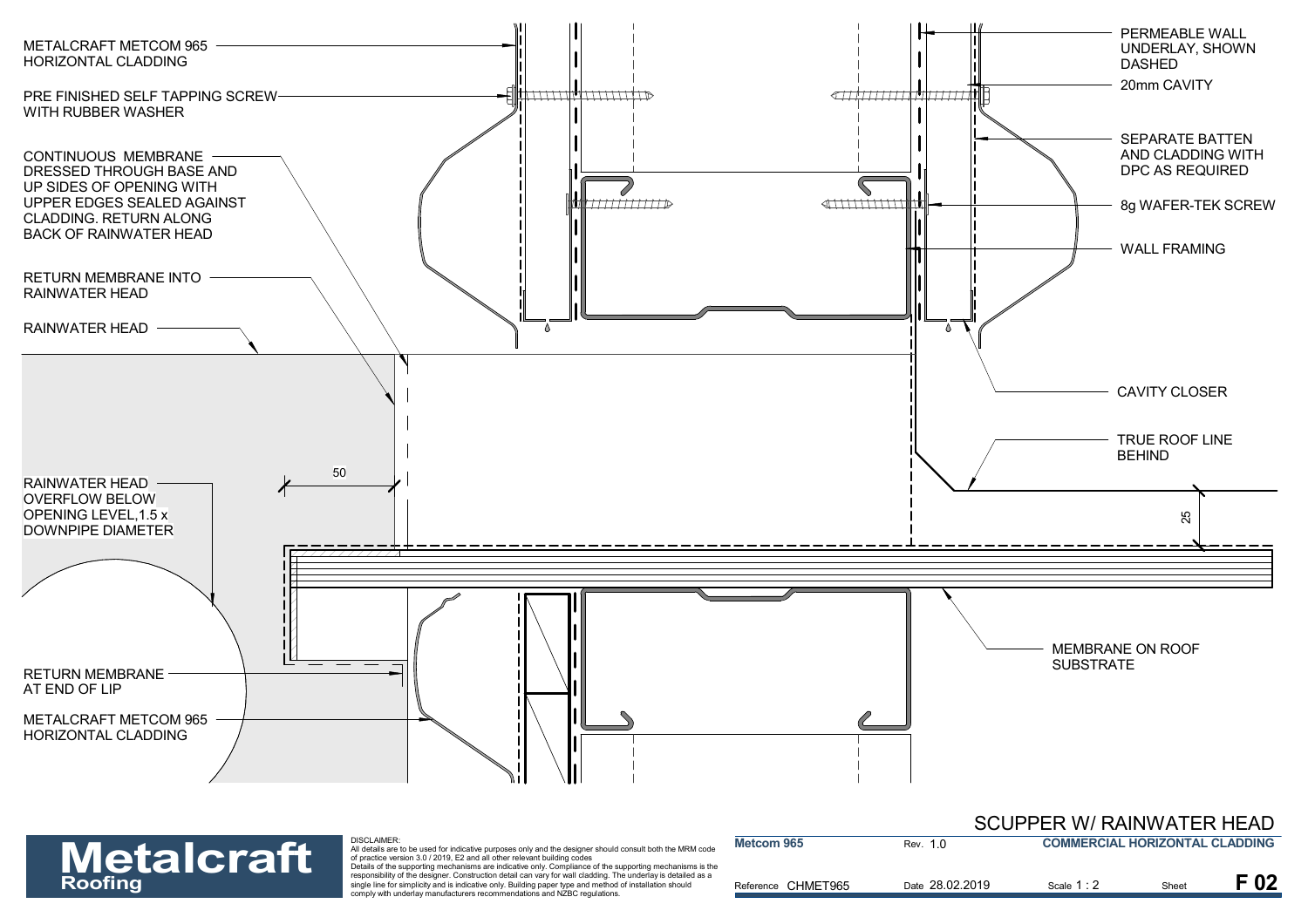METALCRAFT METCOM 965 HORIZONTAL CLADDING

PRE FINISHED SELF TAPPING SCREW WITH RUBBER WASHER

CONTINUOUS MEMBRANE DRESSED THROUGH BASE AND UP SIDES OF OPENING WITH UPPER EDGES SEALED AGAINST CLADDING. RETURN ALONG BACK OF RAINWATER HEAD

RETURN MEMBRANE INTO RAINWATER HEAD

RAINWATER HEAD

RAINWATER HEAD OVERFLOW BELOW OPENING LEVEL,1.5 x DOWNPIPE DIAMETER

50

RETURN MEMBRANE AT END OF LIP

METALCRAFT METCOM 965 HORIZONTAL CLADDING

PERMEABLE WALL UNDERLAY, SHOWN DASHED

20mm CAVITY

SEPARATE BATTEN AND CLADDING WITH DPC AS REQUIRED

8g WAFER-TEK SCREW

WALL FRAMING

CAVITY CLOSER

TRUE ROOF LINE BEHIND

25

MEMBRANE ON ROOF SUBSTRATE

# SCUPPER W/ RAINWATER HEAD

**Metalcraft Roofing**

DISCLAIMER:
All details are to be used for indicative purposes only and the designer should consult both the MRM code of practice version 3.0 / 2019, E2 and all other relevant building codes
Details of the supporting mechanisms are indicative only. Compliance of the supporting mechanisms is the responsibility of the designer. Construction detail can vary for wall cladding. The underlay is detailed as a single line for simplicity and is indicative only. Building paper type and method of installation should comply with underlay manufacturers recommendations and NZBC regulations.

| Metcom 965 | Rev. 1.0 | COMMERCIAL HORIZONTAL CLADDING | |
|---|---|---|---|
| Reference CHMET965 | Date 28.02.2019 | Scale 1 : 2 | Sheet F 02 |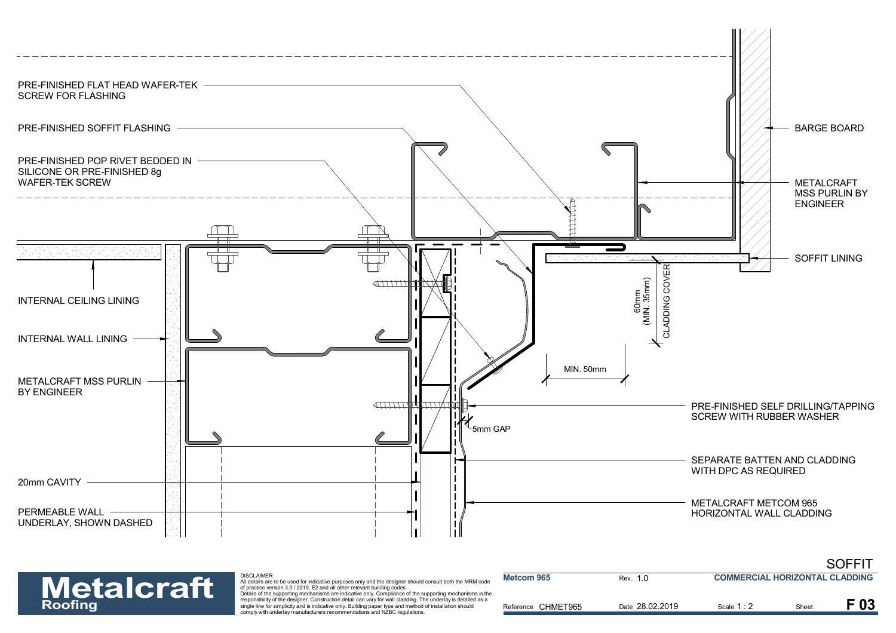PRE-FINISHED FLAT HEAD WAFER-TEK SCREW FOR FLASHING

PRE-FINISHED SOFFIT FLASHING

PRE-FINISHED POP RIVET BEDDED IN SILICONE OR PRE-FINISHED 8g WAFER-TEK SCREW

INTERNAL CEILING LINING

INTERNAL WALL LINING

METALCRAFT MSS PURLIN BY ENGINEER

20mm CAVITY

PERMEABLE WALL UNDERLAY, SHOWN DASHED

BARGE BOARD

METALCRAFT MSS PURLIN BY ENGINEER

SOFFIT LINING

60mm (MIN. 35mm) CLADDING COVER

MIN. 50mm

5mm GAP

PRE-FINISHED SELF DRILLING/TAPPING SCREW WITH RUBBER WASHER

SEPARATE BATTEN AND CLADDING WITH DPC AS REQUIRED

METALCRAFT METCOM 965 HORIZONTAL WALL CLADDING

## SOFFIT

**Metalcraft Roofing**

DISCLAIMER:
All details are to be used for indicative purposes only and the designer should consult both the MRM code of practice version 3.0 / 2019, E2 and all other relevant building codes
Details of the supporting mechanisms are indicative only. Compliance of the supporting mechanisms is the responsibility of the designer. Construction detail can vary for wall cladding. The underlay is detailed as a single line for simplicity and is indicative only. Building paper type and method of installation should comply with underlay manufacturers recommendations and NZBC regulations.

| Metcom 965 | Rev. 1.0 | COMMERCIAL HORIZONTAL CLADDING | |
|---|---|---|---|
| Reference CHMET965 | Date 28.02.2019 | Scale 1 : 2 | Sheet F 03 |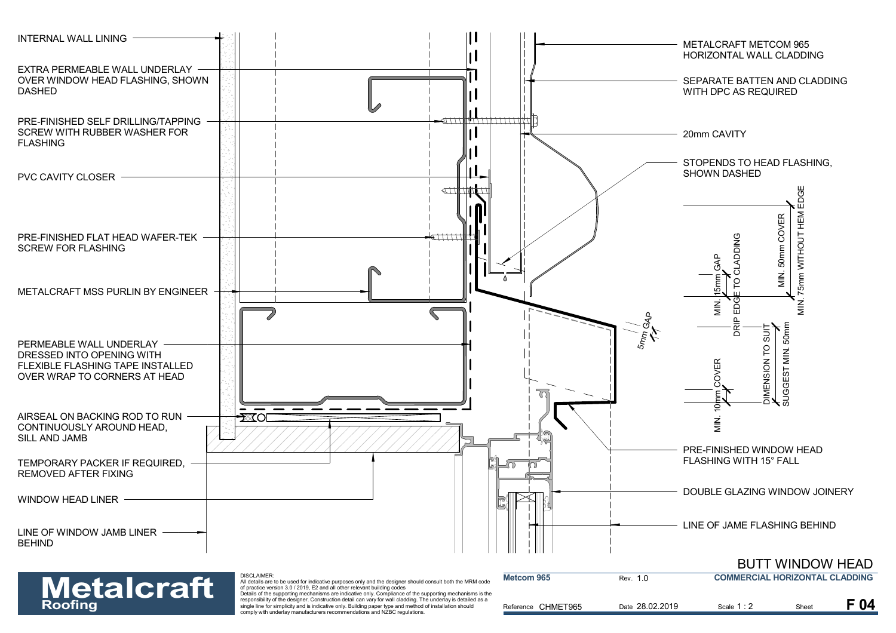INTERNAL WALL LINING

EXTRA PERMEABLE WALL UNDERLAY OVER WINDOW HEAD FLASHING, SHOWN DASHED

PRE-FINISHED SELF DRILLING/TAPPING SCREW WITH RUBBER WASHER FOR FLASHING

PVC CAVITY CLOSER

PRE-FINISHED FLAT HEAD WAFER-TEK SCREW FOR FLASHING

METALCRAFT MSS PURLIN BY ENGINEER

PERMEABLE WALL UNDERLAY DRESSED INTO OPENING WITH FLEXIBLE FLASHING TAPE INSTALLED OVER WRAP TO CORNERS AT HEAD

AIRSEAL ON BACKING ROD TO RUN CONTINUOUSLY AROUND HEAD, SILL AND JAMB

TEMPORARY PACKER IF REQUIRED, REMOVED AFTER FIXING

WINDOW HEAD LINER

LINE OF WINDOW JAMB LINER BEHIND

METALCRAFT METCOM 965 HORIZONTAL WALL CLADDING

SEPARATE BATTEN AND CLADDING WITH DPC AS REQUIRED

20mm CAVITY

STOPENDS TO HEAD FLASHING, SHOWN DASHED

MIN. 75mm WITHOUT HEM EDGE

MIN. 50mm COVER

DRIP EDGE TO CLADDING

MIN. 15mm GAP

5mm GAP

DIMENSION TO SUIT SUGGEST MIN. 50mm

MIN. 10mm COVER

PRE-FINISHED WINDOW HEAD FLASHING WITH 15° FALL

DOUBLE GLAZING WINDOW JOINERY

LINE OF JAME FLASHING BEHIND

# BUTT WINDOW HEAD

**Metalcraft Roofing**

DISCLAIMER:
All details are to be used for indicative purposes only and the designer should consult both the MRM code of practice version 3.0 / 2019, E2 and all other relevant building codes
Details of the supporting mechanisms are indicative only. Compliance of the supporting mechanisms is the responsibility of the designer. Construction detail can vary for wall cladding. The underlay is detailed as a single line for simplicity and is indicative only. Building paper type and method of installation should comply with underlay manufacturers recommendations and NZBC regulations.

| Metcom 965 | Rev. 1.0 | COMMERCIAL HORIZONTAL CLADDING | |
|---|---|---|---|
| Reference CHMET965 | Date 28.02.2019 | Scale 1 : 2 | Sheet F 04 |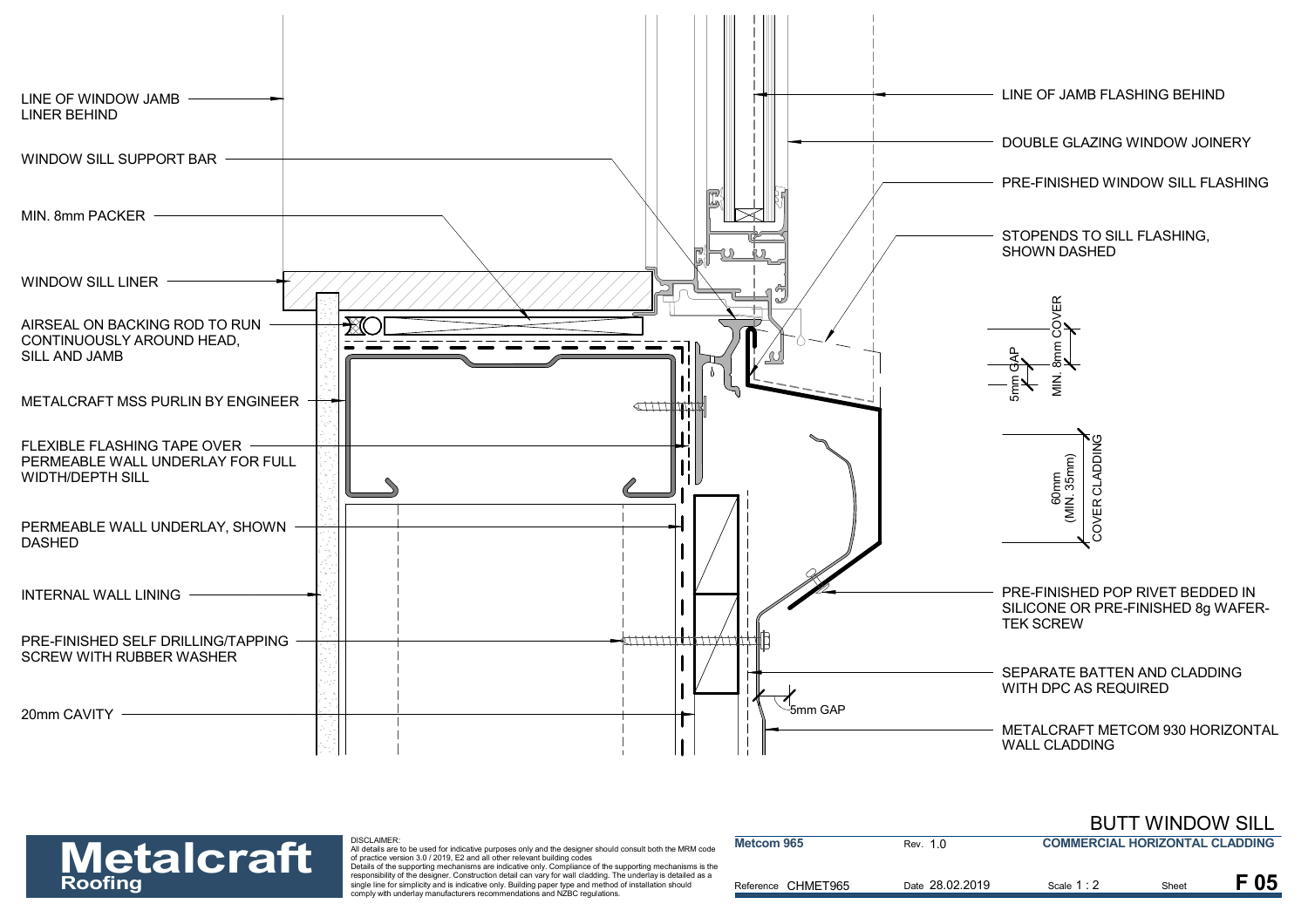# BUTT WINDOW SILL

## COMMERCIAL HORIZONTAL CLADDING

- LINE OF WINDOW JAMB LINER BEHIND
- WINDOW SILL SUPPORT BAR
- MIN. 8mm PACKER
- WINDOW SILL LINER
- AIRSEAL ON BACKING ROD TO RUN CONTINUOUSLY AROUND HEAD, SILL AND JAMB
- METALCRAFT MSS PURLIN BY ENGINEER
- FLEXIBLE FLASHING TAPE OVER PERMEABLE WALL UNDERLAY FOR FULL WIDTH/DEPTH SILL
- PERMEABLE WALL UNDERLAY, SHOWN DASHED
- INTERNAL WALL LINING
- PRE-FINISHED SELF DRILLING/TAPPING SCREW WITH RUBBER WASHER
- 20mm CAVITY
- LINE OF JAMB FLASHING BEHIND
- DOUBLE GLAZING WINDOW JOINERY
- PRE-FINISHED WINDOW SILL FLASHING
- STOPENDS TO SILL FLASHING, SHOWN DASHED
- 5mm GAP
- MIN. 8mm COVER
- 60mm (MIN. 35mm) COVER CLADDING
- PRE-FINISHED POP RIVET BEDDED IN SILICONE OR PRE-FINISHED 8g WAFER-TEK SCREW
- SEPARATE BATTEN AND CLADDING WITH DPC AS REQUIRED
- 5mm GAP
- METALCRAFT METCOM 930 HORIZONTAL WALL CLADDING

DISCLAIMER:
All details are to be used for indicative purposes only and the designer should consult both the MRM code of practice version 3.0 / 2019, E2 and all other relevant building codes
Details of the supporting mechanisms are indicative only. Compliance of the supporting mechanisms is the responsibility of the designer. Construction detail can vary for wall cladding. The underlay is detailed as a single line for simplicity and is indicative only. Building paper type and method of installation should comply with underlay manufacturers recommendations and NZBC regulations.

| Metcom 965 | Rev. 1.0 | COMMERCIAL HORIZONTAL CLADDING | | |
|---|---|---|---|---|
| Reference CHMET965 | Date 28.02.2019 | Scale 1 : 2 | Sheet | F 05 |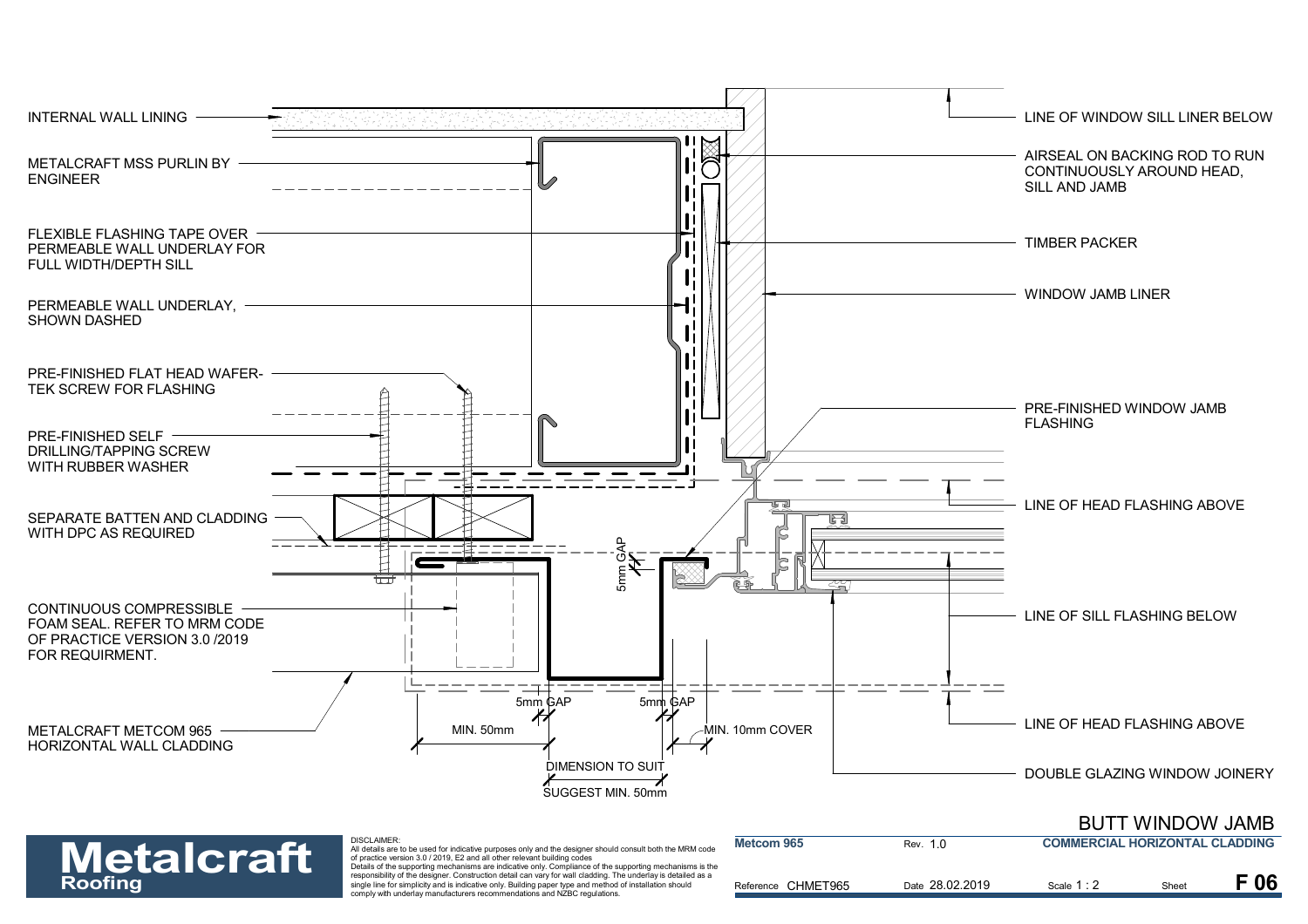INTERNAL WALL LINING

METALCRAFT MSS PURLIN BY ENGINEER

FLEXIBLE FLASHING TAPE OVER PERMEABLE WALL UNDERLAY FOR FULL WIDTH/DEPTH SILL

PERMEABLE WALL UNDERLAY, SHOWN DASHED

PRE-FINISHED FLAT HEAD WAFER-TEK SCREW FOR FLASHING

PRE-FINISHED SELF DRILLING/TAPPING SCREW WITH RUBBER WASHER

SEPARATE BATTEN AND CLADDING WITH DPC AS REQUIRED

CONTINUOUS COMPRESSIBLE FOAM SEAL. REFER TO MRM CODE OF PRACTICE VERSION 3.0 /2019 FOR REQUIRMENT.

METALCRAFT METCOM 965 HORIZONTAL WALL CLADDING

LINE OF WINDOW SILL LINER BELOW

AIRSEAL ON BACKING ROD TO RUN CONTINUOUSLY AROUND HEAD, SILL AND JAMB

TIMBER PACKER

WINDOW JAMB LINER

PRE-FINISHED WINDOW JAMB FLASHING

LINE OF HEAD FLASHING ABOVE

LINE OF SILL FLASHING BELOW

LINE OF HEAD FLASHING ABOVE

DOUBLE GLAZING WINDOW JOINERY

5mm GAP

5mm GAP

5mm GAP

MIN. 50mm

MIN. 10mm COVER

DIMENSION TO SUIT

SUGGEST MIN. 50mm

## BUTT WINDOW JAMB

**Metalcraft Roofing**

DISCLAIMER:
All details are to be used for indicative purposes only and the designer should consult both the MRM code of practice version 3.0 / 2019, E2 and all other relevant building codes
Details of the supporting mechanisms are indicative only. Compliance of the supporting mechanisms is the responsibility of the designer. Construction detail can vary for wall cladding. The underlay is detailed as a single line for simplicity and is indicative only. Building paper type and method of installation should comply with underlay manufacturers recommendations and NZBC regulations.

| Metcom 965 | Rev. 1.0 | COMMERCIAL HORIZONTAL CLADDING | |
|---|---|---|---|
| Reference CHMET965 | Date 28.02.2019 | Scale 1 : 2 | Sheet F 06 |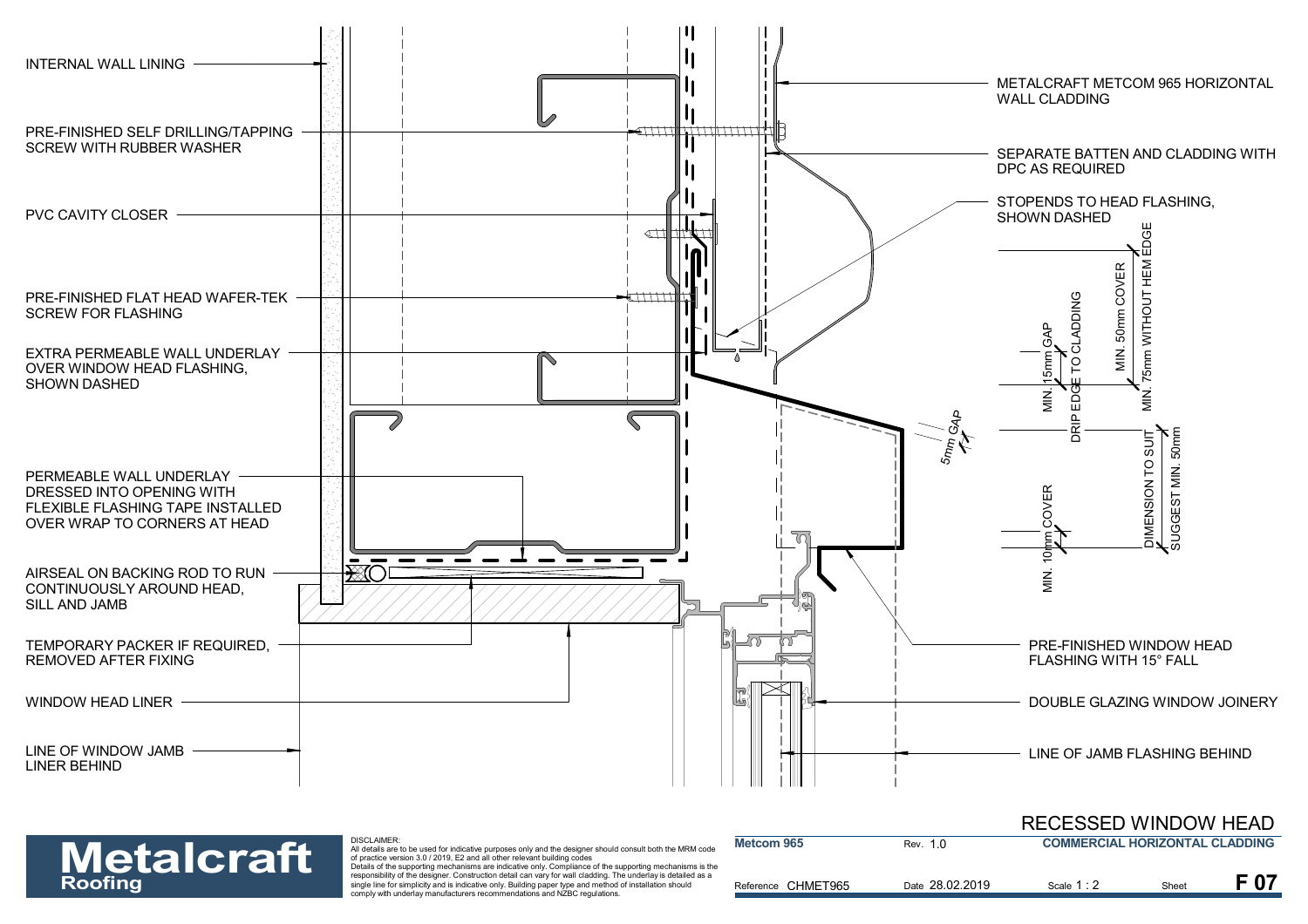INTERNAL WALL LINING

PRE-FINISHED SELF DRILLING/TAPPING SCREW WITH RUBBER WASHER

PVC CAVITY CLOSER

PRE-FINISHED FLAT HEAD WAFER-TEK SCREW FOR FLASHING

EXTRA PERMEABLE WALL UNDERLAY OVER WINDOW HEAD FLASHING, SHOWN DASHED

PERMEABLE WALL UNDERLAY DRESSED INTO OPENING WITH FLEXIBLE FLASHING TAPE INSTALLED OVER WRAP TO CORNERS AT HEAD

AIRSEAL ON BACKING ROD TO RUN CONTINUOUSLY AROUND HEAD, SILL AND JAMB

TEMPORARY PACKER IF REQUIRED, REMOVED AFTER FIXING

WINDOW HEAD LINER

LINE OF WINDOW JAMB LINER BEHIND

METALCRAFT METCOM 965 HORIZONTAL WALL CLADDING

SEPARATE BATTEN AND CLADDING WITH DPC AS REQUIRED

STOPENDS TO HEAD FLASHING, SHOWN DASHED

5mm GAP

MIN. 15mm GAP

DRIP EDGE TO CLADDING

MIN. 50mm COVER

MIN. 75mm WITHOUT HEM EDGE

MIN. 10mm COVER

DIMENSION TO SUIT

SUGGEST MIN. 50mm

PRE-FINISHED WINDOW HEAD FLASHING WITH 15° FALL

DOUBLE GLAZING WINDOW JOINERY

LINE OF JAMB FLASHING BEHIND

# RECESSED WINDOW HEAD

**Metalcraft Roofing**

DISCLAIMER:
All details are to be used for indicative purposes only and the designer should consult both the MRM code of practice version 3.0 / 2019, E2 and all other relevant building codes
Details of the supporting mechanisms are indicative only. Compliance of the supporting mechanisms is the responsibility of the designer. Construction detail can vary for wall cladding. The underlay is detailed as a single line for simplicity and is indicative only. Building paper type and method of installation should comply with underlay manufacturers recommendations and NZBC regulations.

| Metcom 965 | Rev. 1.0 | COMMERCIAL HORIZONTAL CLADDING | | |
|---|---|---|---|---|
| Reference CHMET965 | Date 28.02.2019 | Scale 1 : 2 | Sheet | F 07 |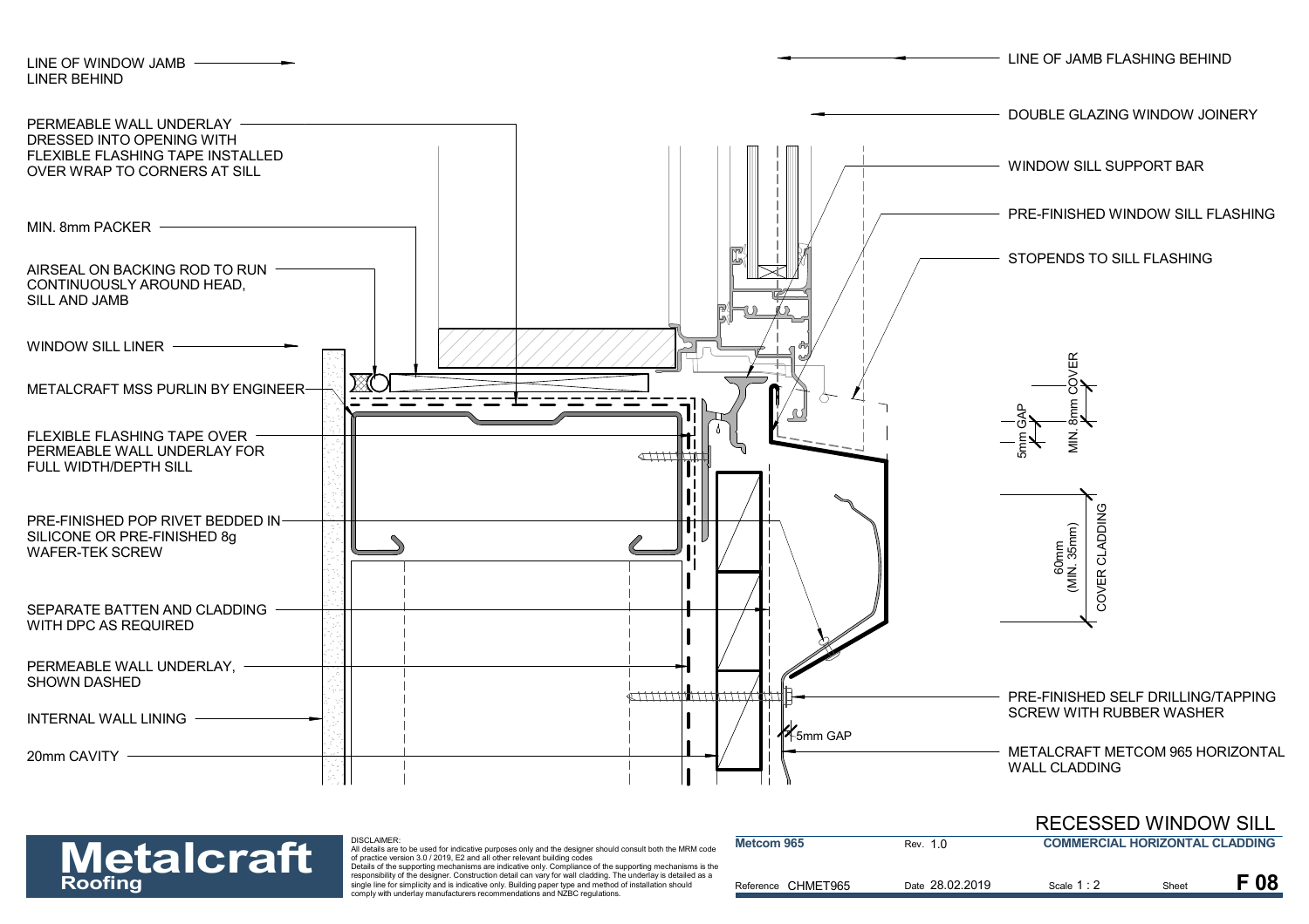LINE OF WINDOW JAMB LINER BEHIND

PERMEABLE WALL UNDERLAY DRESSED INTO OPENING WITH FLEXIBLE FLASHING TAPE INSTALLED OVER WRAP TO CORNERS AT SILL

MIN. 8mm PACKER

AIRSEAL ON BACKING ROD TO RUN CONTINUOUSLY AROUND HEAD, SILL AND JAMB

WINDOW SILL LINER

METALCRAFT MSS PURLIN BY ENGINEER

FLEXIBLE FLASHING TAPE OVER PERMEABLE WALL UNDERLAY FOR FULL WIDTH/DEPTH SILL

PRE-FINISHED POP RIVET BEDDED IN SILICONE OR PRE-FINISHED 8g WAFER-TEK SCREW

SEPARATE BATTEN AND CLADDING WITH DPC AS REQUIRED

PERMEABLE WALL UNDERLAY, SHOWN DASHED

INTERNAL WALL LINING

20mm CAVITY

LINE OF JAMB FLASHING BEHIND

DOUBLE GLAZING WINDOW JOINERY

WINDOW SILL SUPPORT BAR

PRE-FINISHED WINDOW SILL FLASHING

STOPENDS TO SILL FLASHING

5mm GAP

MIN. 8mm COVER

60mm (MIN. 35mm) COVER CLADDING

PRE-FINISHED SELF DRILLING/TAPPING SCREW WITH RUBBER WASHER

5mm GAP

METALCRAFT METCOM 965 HORIZONTAL WALL CLADDING

# RECESSED WINDOW SILL

**Metalcraft Roofing**

DISCLAIMER:
All details are to be used for indicative purposes only and the designer should consult both the MRM code of practice version 3.0 / 2019, E2 and all other relevant building codes
Details of the supporting mechanisms are indicative only. Compliance of the supporting mechanisms is the responsibility of the designer. Construction detail can vary for wall cladding. The underlay is detailed as a single line for simplicity and is indicative only. Building paper type and method of installation should comply with underlay manufacturers recommendations and NZBC regulations.

| Metcom 965 | Rev. 1.0 | COMMERCIAL HORIZONTAL CLADDING | |
|---|---|---|---|
| Reference CHMET965 | Date 28.02.2019 | Scale 1 : 2 | Sheet **F 08** |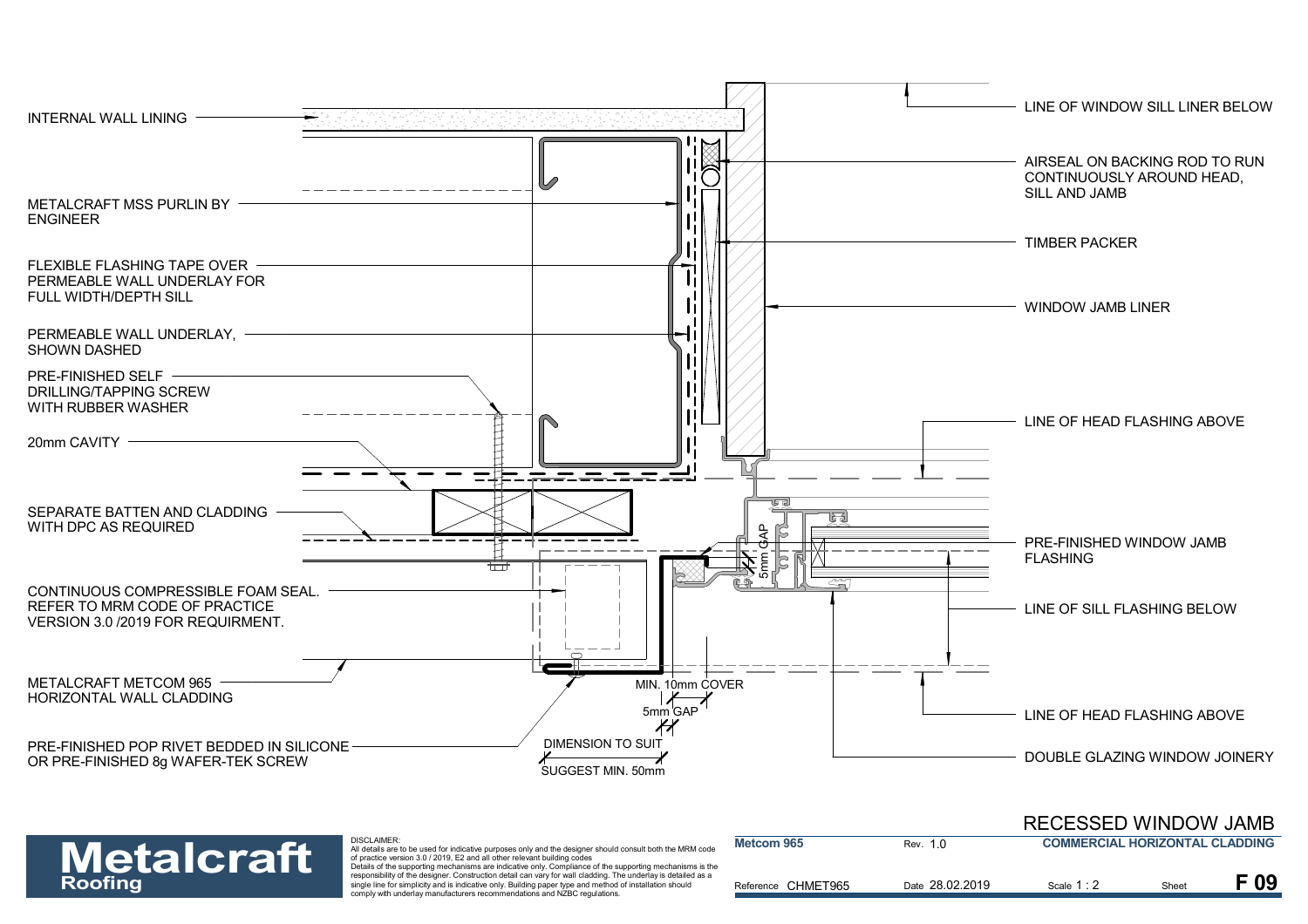INTERNAL WALL LINING

METALCRAFT MSS PURLIN BY ENGINEER

FLEXIBLE FLASHING TAPE OVER PERMEABLE WALL UNDERLAY FOR FULL WIDTH/DEPTH SILL

PERMEABLE WALL UNDERLAY, SHOWN DASHED

PRE-FINISHED SELF DRILLING/TAPPING SCREW WITH RUBBER WASHER

20mm CAVITY

SEPARATE BATTEN AND CLADDING WITH DPC AS REQUIRED

CONTINUOUS COMPRESSIBLE FOAM SEAL. REFER TO MRM CODE OF PRACTICE VERSION 3.0 /2019 FOR REQUIRMENT.

METALCRAFT METCOM 965 HORIZONTAL WALL CLADDING

PRE-FINISHED POP RIVET BEDDED IN SILICONE OR PRE-FINISHED 8g WAFER-TEK SCREW

LINE OF WINDOW SILL LINER BELOW

AIRSEAL ON BACKING ROD TO RUN CONTINUOUSLY AROUND HEAD, SILL AND JAMB

TIMBER PACKER

WINDOW JAMB LINER

LINE OF HEAD FLASHING ABOVE

PRE-FINISHED WINDOW JAMB FLASHING

LINE OF SILL FLASHING BELOW

LINE OF HEAD FLASHING ABOVE

DOUBLE GLAZING WINDOW JOINERY

5mm GAP

MIN. 10mm COVER

5mm GAP

DIMENSION TO SUIT

SUGGEST MIN. 50mm

# RECESSED WINDOW JAMB

**Metalcraft Roofing**

DISCLAIMER:
All details are to be used for indicative purposes only and the designer should consult both the MRM code of practice version 3.0 / 2019, E2 and all other relevant building codes
Details of the supporting mechanisms are indicative only. Compliance of the supporting mechanisms is the responsibility of the designer. Construction detail can vary for wall cladding. The underlay is detailed as a single line for simplicity and is indicative only. Building paper type and method of installation should comply with underlay manufacturers recommendations and NZBC regulations.

| Metcom 965 | Rev. 1.0 | COMMERCIAL HORIZONTAL CLADDING | |
|---|---|---|---|
| Reference CHMET965 | Date 28.02.2019 | Scale 1 : 2 | Sheet F 09 |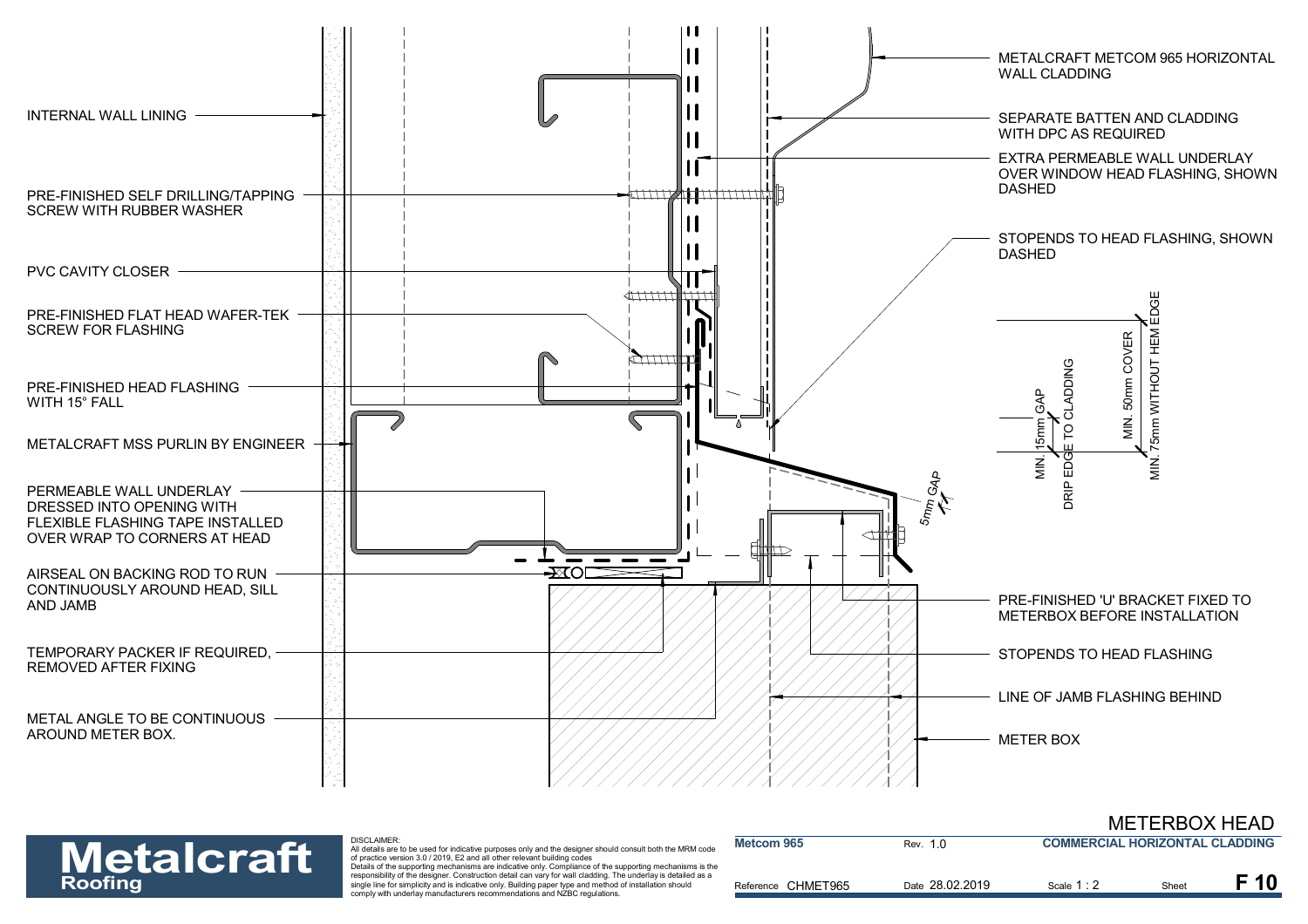INTERNAL WALL LINING

PRE-FINISHED SELF DRILLING/TAPPING SCREW WITH RUBBER WASHER

PVC CAVITY CLOSER

PRE-FINISHED FLAT HEAD WAFER-TEK SCREW FOR FLASHING

PRE-FINISHED HEAD FLASHING WITH 15° FALL

METALCRAFT MSS PURLIN BY ENGINEER

PERMEABLE WALL UNDERLAY DRESSED INTO OPENING WITH FLEXIBLE FLASHING TAPE INSTALLED OVER WRAP TO CORNERS AT HEAD

AIRSEAL ON BACKING ROD TO RUN CONTINUOUSLY AROUND HEAD, SILL AND JAMB

TEMPORARY PACKER IF REQUIRED, REMOVED AFTER FIXING

METAL ANGLE TO BE CONTINUOUS AROUND METER BOX.

METALCRAFT METCOM 965 HORIZONTAL WALL CLADDING

SEPARATE BATTEN AND CLADDING WITH DPC AS REQUIRED

EXTRA PERMEABLE WALL UNDERLAY OVER WINDOW HEAD FLASHING, SHOWN DASHED

STOPENDS TO HEAD FLASHING, SHOWN DASHED

5mm GAP

MIN. 15mm GAP

DRIP EDGE TO CLADDING

MIN. 50mm COVER

MIN. 75mm WITHOUT HEM EDGE

PRE-FINISHED 'U' BRACKET FIXED TO METERBOX BEFORE INSTALLATION

STOPENDS TO HEAD FLASHING

LINE OF JAMB FLASHING BEHIND

METER BOX

**Metalcraft Roofing**

DISCLAIMER:
All details are to be used for indicative purposes only and the designer should consult both the MRM code of practice version 3.0 / 2019, E2 and all other relevant building codes
Details of the supporting mechanisms are indicative only. Compliance of the supporting mechanisms is the responsibility of the designer. Construction detail can vary for wall cladding. The underlay is detailed as a single line for simplicity and is indicative only. Building paper type and method of installation should comply with underlay manufacturers recommendations and NZBC regulations.

# METERBOX HEAD

| Metcom 965 | Rev. 1.0 | COMMERCIAL HORIZONTAL CLADDING | |
|---|---|---|---|
| Reference CHMET965 | Date 28.02.2019 | Scale 1 : 2 | Sheet F 10 |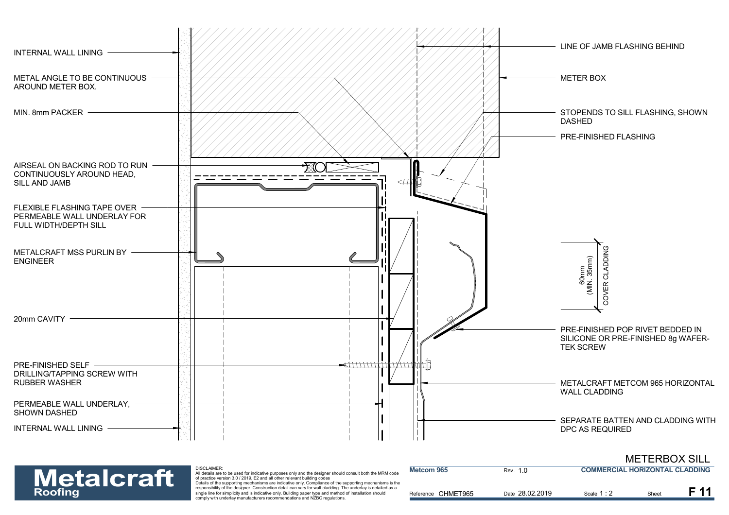INTERNAL WALL LINING

METAL ANGLE TO BE CONTINUOUS AROUND METER BOX.

MIN. 8mm PACKER

AIRSEAL ON BACKING ROD TO RUN CONTINUOUSLY AROUND HEAD, SILL AND JAMB

FLEXIBLE FLASHING TAPE OVER PERMEABLE WALL UNDERLAY FOR FULL WIDTH/DEPTH SILL

METALCRAFT MSS PURLIN BY ENGINEER

20mm CAVITY

PRE-FINISHED SELF DRILLING/TAPPING SCREW WITH RUBBER WASHER

PERMEABLE WALL UNDERLAY, SHOWN DASHED

INTERNAL WALL LINING

LINE OF JAMB FLASHING BEHIND

METER BOX

STOPENDS TO SILL FLASHING, SHOWN DASHED

PRE-FINISHED FLASHING

60mm (MIN. 35mm) COVER CLADDING

PRE-FINISHED POP RIVET BEDDED IN SILICONE OR PRE-FINISHED 8g WAFER-TEK SCREW

METALCRAFT METCOM 965 HORIZONTAL WALL CLADDING

SEPARATE BATTEN AND CLADDING WITH DPC AS REQUIRED

# METERBOX SILL

**Metalcraft Roofing**

DISCLAIMER:
All details are to be used for indicative purposes only and the designer should consult both the MRM code of practice version 3.0 / 2019, E2 and all other relevant building codes
Details of the supporting mechanisms are indicative only. Compliance of the supporting mechanisms is the responsibility of the designer. Construction detail can vary for wall cladding. The underlay is detailed as a single line for simplicity and is indicative only. Building paper type and method of installation should comply with underlay manufacturers recommendations and NZBC regulations.

| Metcom 965 | Rev. 1.0 | COMMERCIAL HORIZONTAL CLADDING | |
|---|---|---|---|
| Reference CHMET965 | Date 28.02.2019 | Scale 1 : 2 | Sheet **F 11** |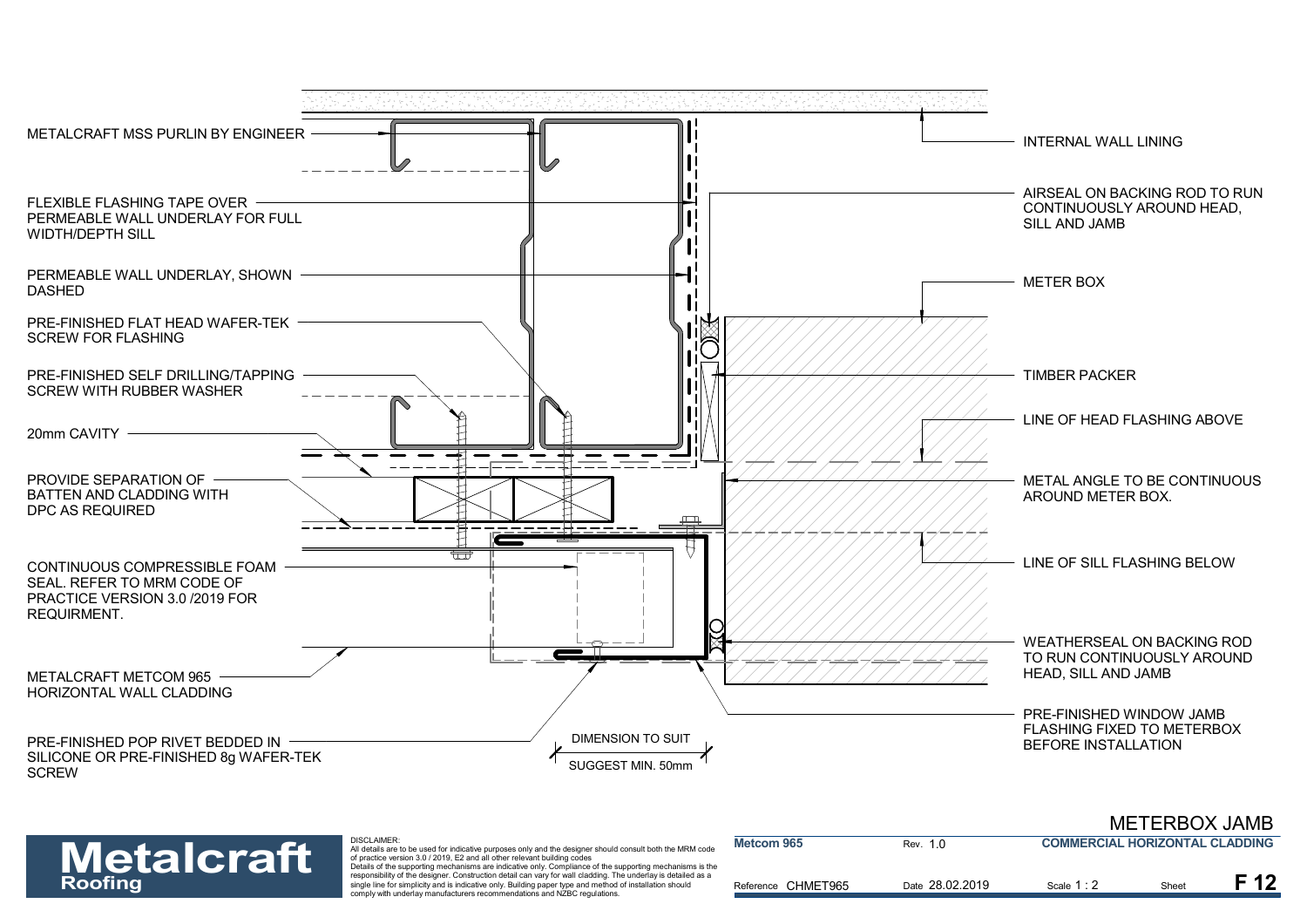METALCRAFT MSS PURLIN BY ENGINEER

FLEXIBLE FLASHING TAPE OVER PERMEABLE WALL UNDERLAY FOR FULL WIDTH/DEPTH SILL

PERMEABLE WALL UNDERLAY, SHOWN DASHED

PRE-FINISHED FLAT HEAD WAFER-TEK SCREW FOR FLASHING

PRE-FINISHED SELF DRILLING/TAPPING SCREW WITH RUBBER WASHER

20mm CAVITY

PROVIDE SEPARATION OF BATTEN AND CLADDING WITH DPC AS REQUIRED

CONTINUOUS COMPRESSIBLE FOAM SEAL. REFER TO MRM CODE OF PRACTICE VERSION 3.0 /2019 FOR REQUIRMENT.

METALCRAFT METCOM 965 HORIZONTAL WALL CLADDING

PRE-FINISHED POP RIVET BEDDED IN SILICONE OR PRE-FINISHED 8g WAFER-TEK SCREW

DIMENSION TO SUIT

SUGGEST MIN. 50mm

INTERNAL WALL LINING

AIRSEAL ON BACKING ROD TO RUN CONTINUOUSLY AROUND HEAD, SILL AND JAMB

METER BOX

TIMBER PACKER

LINE OF HEAD FLASHING ABOVE

METAL ANGLE TO BE CONTINUOUS AROUND METER BOX.

LINE OF SILL FLASHING BELOW

WEATHERSEAL ON BACKING ROD TO RUN CONTINUOUSLY AROUND HEAD, SILL AND JAMB

PRE-FINISHED WINDOW JAMB FLASHING FIXED TO METERBOX BEFORE INSTALLATION

# METERBOX JAMB

**Metalcraft Roofing**

DISCLAIMER:
All details are to be used for indicative purposes only and the designer should consult both the MRM code of practice version 3.0 / 2019, E2 and all other relevant building codes
Details of the supporting mechanisms are indicative only. Compliance of the supporting mechanisms is the responsibility of the designer. Construction detail can vary for wall cladding. The underlay is detailed as a single line for simplicity and is indicative only. Building paper type and method of installation should comply with underlay manufacturers recommendations and NZBC regulations.

| **Metcom 965** | Rev. 1.0 | **COMMERCIAL HORIZONTAL CLADDING** | | |
|---|---|---|---|---|
| Reference CHMET965 | Date 28.02.2019 | Scale 1 : 2 | Sheet | **F 12** |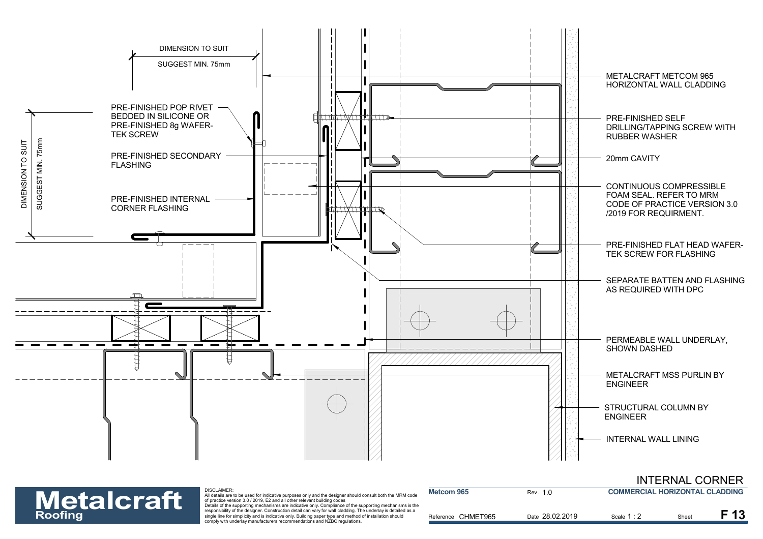DIMENSION TO SUIT

SUGGEST MIN. 75mm

PRE-FINISHED POP RIVET BEDDED IN SILICONE OR PRE-FINISHED 8g WAFER-TEK SCREW

PRE-FINISHED SECONDARY FLASHING

PRE-FINISHED INTERNAL CORNER FLASHING

DIMENSION TO SUIT

SUGGEST MIN. 75mm

METALCRAFT METCOM 965 HORIZONTAL WALL CLADDING

PRE-FINISHED SELF DRILLING/TAPPING SCREW WITH RUBBER WASHER

20mm CAVITY

CONTINUOUS COMPRESSIBLE FOAM SEAL. REFER TO MRM CODE OF PRACTICE VERSION 3.0 /2019 FOR REQUIRMENT.

PRE-FINISHED FLAT HEAD WAFER-TEK SCREW FOR FLASHING

SEPARATE BATTEN AND FLASHING AS REQUIRED WITH DPC

PERMEABLE WALL UNDERLAY, SHOWN DASHED

METALCRAFT MSS PURLIN BY ENGINEER

STRUCTURAL COLUMN BY ENGINEER

INTERNAL WALL LINING

# INTERNAL CORNER

**Metalcraft Roofing**

DISCLAIMER:
All details are to be used for indicative purposes only and the designer should consult both the MRM code of practice version 3.0 / 2019, E2 and all other relevant building codes
Details of the supporting mechanisms are indicative only. Compliance of the supporting mechanisms is the responsibility of the designer. Construction detail can vary for wall cladding. The underlay is detailed as a single line for simplicity and is indicative only. Building paper type and method of installation should comply with underlay manufacturers recommendations and NZBC regulations.

| **Metcom 965** | Rev. 1.0 | **COMMERCIAL HORIZONTAL CLADDING** | | |
|---|---|---|---|---|
| Reference CHMET965 | Date 28.02.2019 | Scale 1 : 2 | Sheet | **F 13** |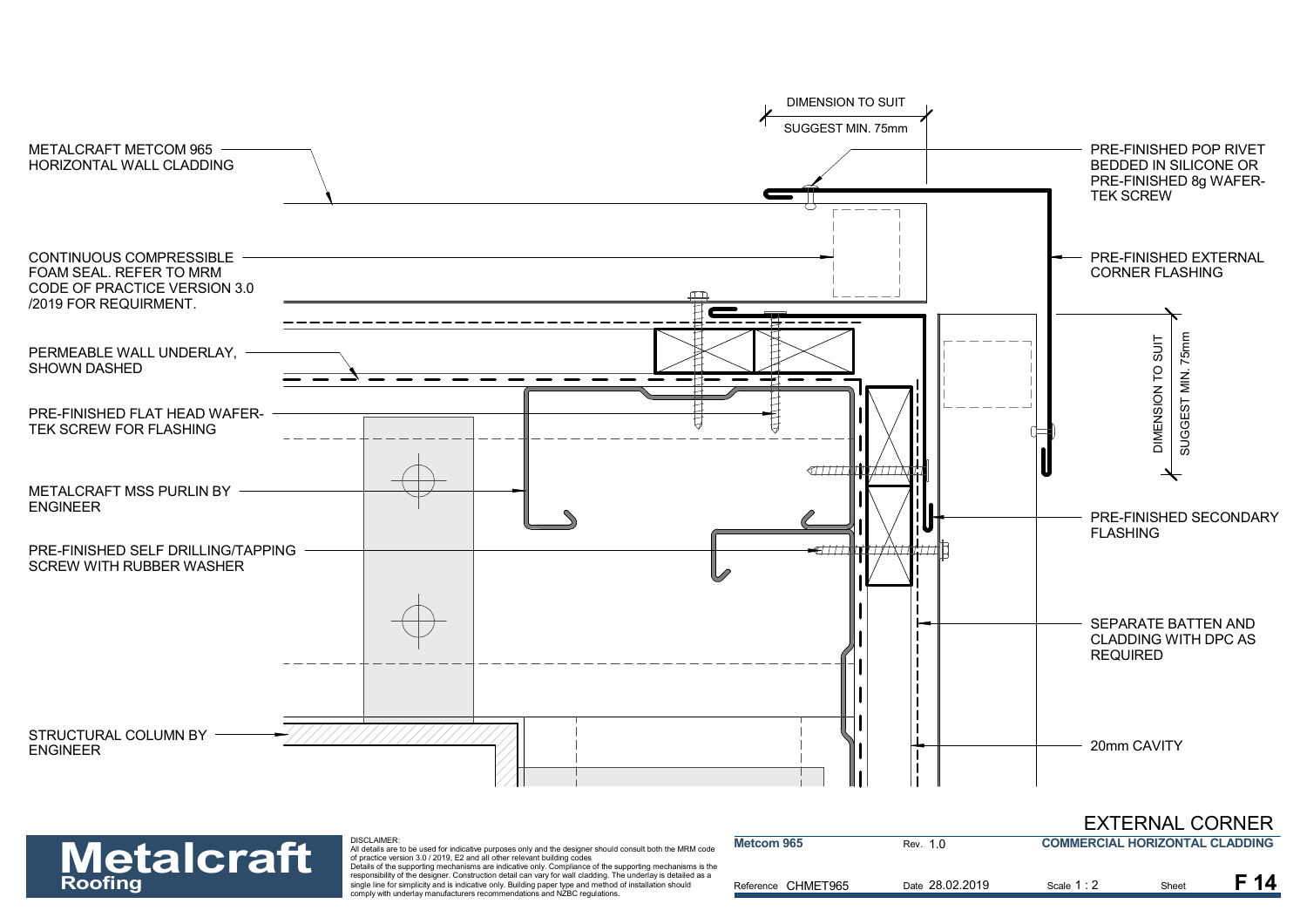DIMENSION TO SUIT

SUGGEST MIN. 75mm

METALCRAFT METCOM 965 HORIZONTAL WALL CLADDING

PRE-FINISHED POP RIVET BEDDED IN SILICONE OR PRE-FINISHED 8g WAFER-TEK SCREW

CONTINUOUS COMPRESSIBLE FOAM SEAL. REFER TO MRM CODE OF PRACTICE VERSION 3.0 /2019 FOR REQUIRMENT.

PRE-FINISHED EXTERNAL CORNER FLASHING

PERMEABLE WALL UNDERLAY, SHOWN DASHED

DIMENSION TO SUIT

SUGGEST MIN. 75mm

PRE-FINISHED FLAT HEAD WAFER-TEK SCREW FOR FLASHING

METALCRAFT MSS PURLIN BY ENGINEER

PRE-FINISHED SECONDARY FLASHING

PRE-FINISHED SELF DRILLING/TAPPING SCREW WITH RUBBER WASHER

SEPARATE BATTEN AND CLADDING WITH DPC AS REQUIRED

STRUCTURAL COLUMN BY ENGINEER

20mm CAVITY

# EXTERNAL CORNER

**Metalcraft Roofing**

DISCLAIMER:
All details are to be used for indicative purposes only and the designer should consult both the MRM code of practice version 3.0 / 2019, E2 and all other relevant building codes
Details of the supporting mechanisms are indicative only. Compliance of the supporting mechanisms is the responsibility of the designer. Construction detail can vary for wall cladding. The underlay is detailed as a single line for simplicity and is indicative only. Building paper type and method of installation should comply with underlay manufacturers recommendations and NZBC regulations.

| Metcom 965 | Rev. 1.0 | COMMERCIAL HORIZONTAL CLADDING | |
|---|---|---|---|
| Reference CHMET965 | Date 28.02.2019 | Scale 1 : 2 | Sheet F 14 |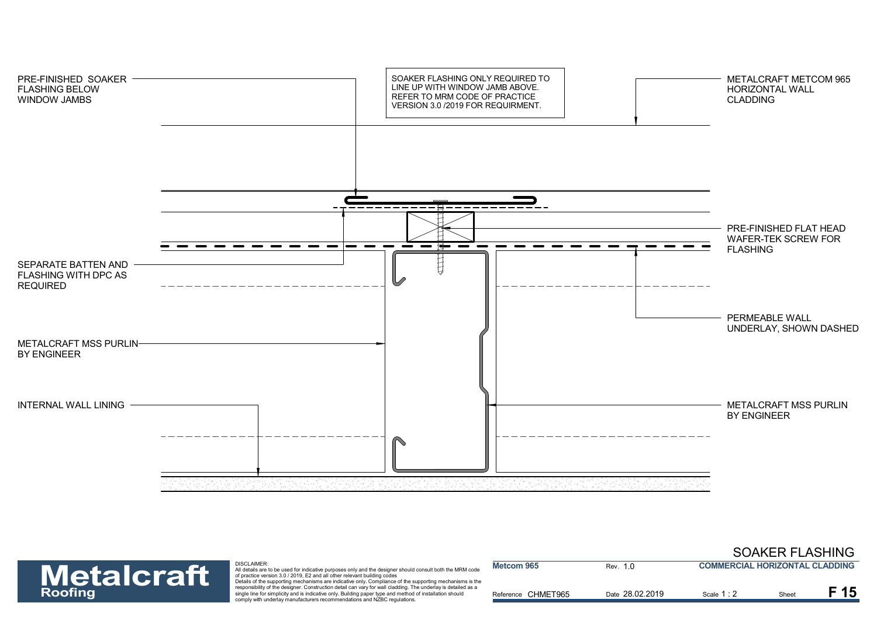PRE-FINISHED SOAKER FLASHING BELOW WINDOW JAMBS

SOAKER FLASHING ONLY REQUIRED TO LINE UP WITH WINDOW JAMB ABOVE. REFER TO MRM CODE OF PRACTICE VERSION 3.0 /2019 FOR REQUIRMENT.

METALCRAFT METCOM 965 HORIZONTAL WALL CLADDING

PRE-FINISHED FLAT HEAD WAFER-TEK SCREW FOR FLASHING

SEPARATE BATTEN AND FLASHING WITH DPC AS REQUIRED

PERMEABLE WALL UNDERLAY, SHOWN DASHED

METALCRAFT MSS PURLIN BY ENGINEER

INTERNAL WALL LINING

METALCRAFT MSS PURLIN BY ENGINEER

**Metalcraft Roofing**

DISCLAIMER:
All details are to be used for indicative purposes only and the designer should consult both the MRM code of practice version 3.0 / 2019, E2 and all other relevant building codes
Details of the supporting mechanisms are indicative only. Compliance of the supporting mechanisms is the responsibility of the designer. Construction detail can vary for wall cladding. The underlay is detailed as a single line for simplicity and is indicative only. Building paper type and method of installation should comply with underlay manufacturers recommendations and NZBC regulations.

## SOAKER FLASHING

| Metcom 965 | Rev. 1.0 | COMMERCIAL HORIZONTAL CLADDING | |
|---|---|---|---|
| Reference CHMET965 | Date 28.02.2019 | Scale 1 : 2 | Sheet **F 15** |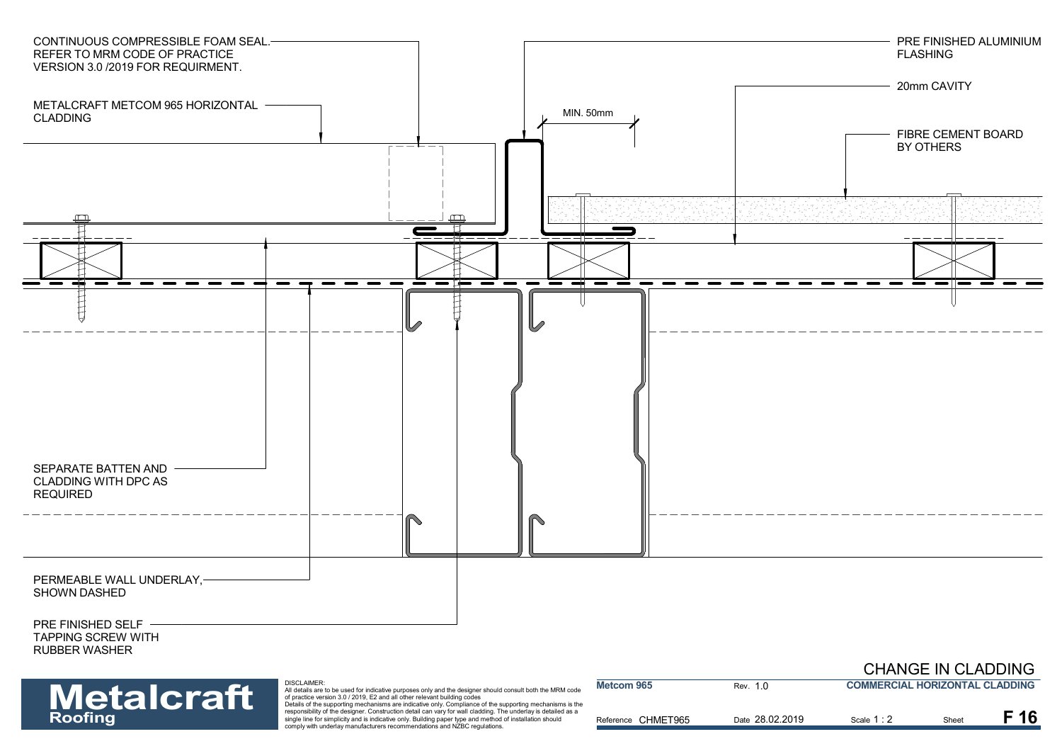CONTINUOUS COMPRESSIBLE FOAM SEAL. REFER TO MRM CODE OF PRACTICE VERSION 3.0 /2019 FOR REQUIRMENT.

METALCRAFT METCOM 965 HORIZONTAL CLADDING

PRE FINISHED ALUMINIUM FLASHING

20mm CAVITY

MIN. 50mm

FIBRE CEMENT BOARD BY OTHERS

SEPARATE BATTEN AND CLADDING WITH DPC AS REQUIRED

PERMEABLE WALL UNDERLAY, SHOWN DASHED

PRE FINISHED SELF TAPPING SCREW WITH RUBBER WASHER

# CHANGE IN CLADDING

**Metalcraft Roofing**

DISCLAIMER:
All details are to be used for indicative purposes only and the designer should consult both the MRM code of practice version 3.0 / 2019, E2 and all other relevant building codes
Details of the supporting mechanisms are indicative only. Compliance of the supporting mechanisms is the responsibility of the designer. Construction detail can vary for wall cladding. The underlay is detailed as a single line for simplicity and is indicative only. Building paper type and method of installation should comply with underlay manufacturers recommendations and NZBC regulations.

| **Metcom 965** | Rev. 1.0 | **COMMERCIAL HORIZONTAL CLADDING** | | |
|---|---|---|---|---|
| Reference CHMET965 | Date 28.02.2019 | Scale 1 : 2 | Sheet | **F 16** |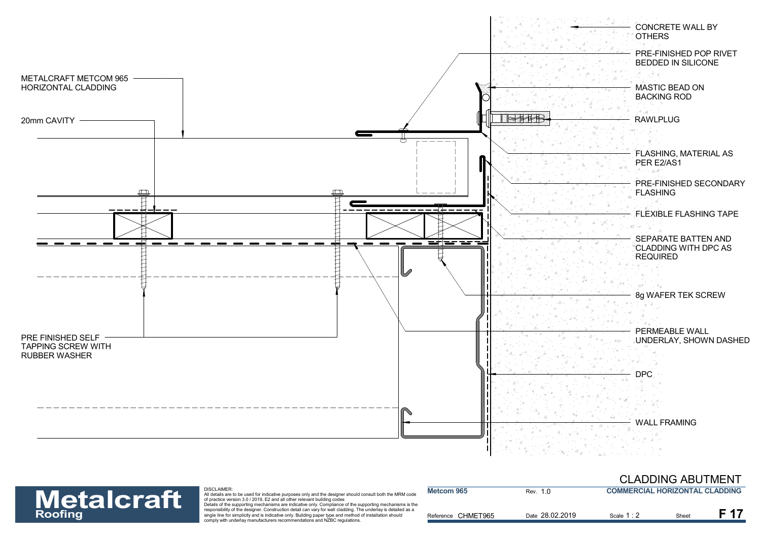CONCRETE WALL BY OTHERS

PRE-FINISHED POP RIVET BEDDED IN SILICONE

MASTIC BEAD ON BACKING ROD

RAWLPLUG

FLASHING, MATERIAL AS PER E2/AS1

PRE-FINISHED SECONDARY FLASHING

FLEXIBLE FLASHING TAPE

SEPARATE BATTEN AND CLADDING WITH DPC AS REQUIRED

8g WAFER TEK SCREW

PERMEABLE WALL UNDERLAY, SHOWN DASHED

DPC

WALL FRAMING

METALCRAFT METCOM 965 HORIZONTAL CLADDING

20mm CAVITY

PRE FINISHED SELF TAPPING SCREW WITH RUBBER WASHER

# CLADDING ABUTMENT

**Metalcraft Roofing**

DISCLAIMER:
All details are to be used for indicative purposes only and the designer should consult both the MRM code of practice version 3.0 / 2019, E2 and all other relevant building codes
Details of the supporting mechanisms are indicative only. Compliance of the supporting mechanisms is the responsibility of the designer. Construction detail can vary for wall cladding. The underlay is detailed as a single line for simplicity and is indicative only. Building paper type and method of installation should comply with underlay manufacturers recommendations and NZBC regulations.

| **Metcom 965** | Rev. 1.0 | **COMMERCIAL HORIZONTAL CLADDING** | | |
|---|---|---|---|---|
| Reference CHMET965 | Date 28.02.2019 | Scale 1 : 2 | Sheet | **F 17** |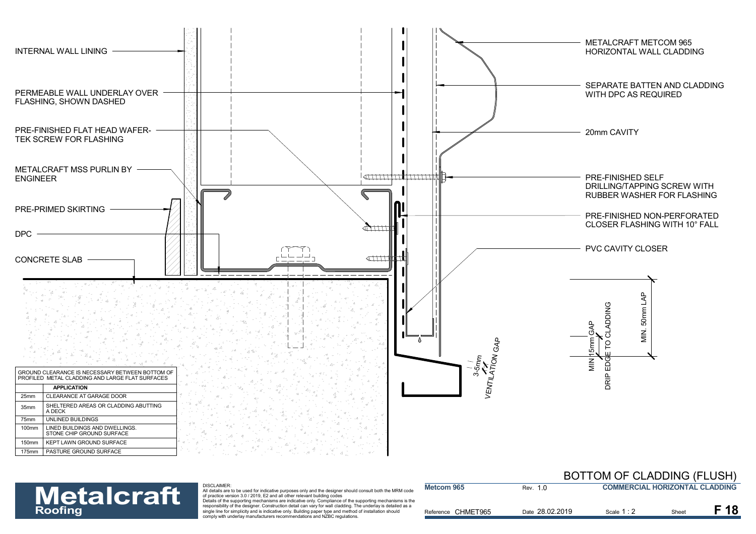INTERNAL WALL LINING

PERMEABLE WALL UNDERLAY OVER FLASHING, SHOWN DASHED

PRE-FINISHED FLAT HEAD WAFER-TEK SCREW FOR FLASHING

METALCRAFT MSS PURLIN BY ENGINEER

PRE-PRIMED SKIRTING

DPC

CONCRETE SLAB

METALCRAFT METCOM 965 HORIZONTAL WALL CLADDING

SEPARATE BATTEN AND CLADDING WITH DPC AS REQUIRED

20mm CAVITY

PRE-FINISHED SELF DRILLING/TAPPING SCREW WITH RUBBER WASHER FOR FLASHING

PRE-FINISHED NON-PERFORATED CLOSER FLASHING WITH 10° FALL

PVC CAVITY CLOSER

MIN. 50mm LAP

MIN 15mm GAP DRIP EDGE TO CLADDING

3-5mm VENTILATION GAP

| GROUND CLEARANCE IS NECESSARY BETWEEN BOTTOM OF PROFILED METAL CLADDING AND LARGE FLAT SURFACES | |
|---|---|
| | **APPLICATION** |
| 25mm | CLEARANCE AT GARAGE DOOR |
| 35mm | SHELTERED AREAS OR CLADDING ABUTTING A DECK |
| 75mm | UNLINED BUILDINGS |
| 100mm | LINED BUILDINGS AND DWELLINGS. STONE CHIP GROUND SURFACE |
| 150mm | KEPT LAWN GROUND SURFACE |
| 175mm | PASTURE GROUND SURFACE |

## BOTTOM OF CLADDING (FLUSH)

**Metalcraft Roofing**

DISCLAIMER:
All details are to be used for indicative purposes only and the designer should consult both the MRM code of practice version 3.0 / 2019, E2 and all other relevant building codes
Details of the supporting mechanisms are indicative only. Compliance of the supporting mechanisms is the responsibility of the designer. Construction detail can vary for wall cladding. The underlay is detailed as a single line for simplicity and is indicative only. Building paper type and method of installation should comply with underlay manufacturers recommendations and NZBC regulations.

| **Metcom 965** | Rev. 1.0 | **COMMERCIAL HORIZONTAL CLADDING** | | |
|---|---|---|---|---|
| Reference CHMET965 | Date 28.02.2019 | Scale 1 : 2 | Sheet | **F 18** |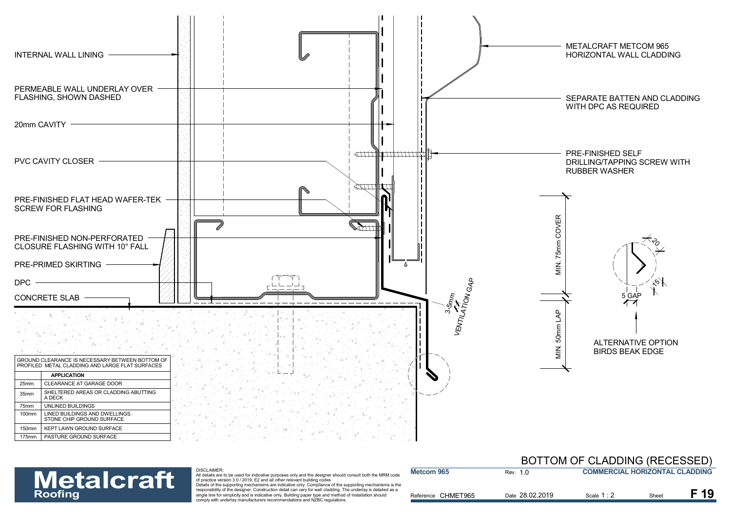# BOTTOM OF CLADDING (RECESSED)

INTERNAL WALL LINING

PERMEABLE WALL UNDERLAY OVER FLASHING, SHOWN DASHED

20mm CAVITY

PVC CAVITY CLOSER

PRE-FINISHED FLAT HEAD WAFER-TEK SCREW FOR FLASHING

PRE-FINISHED NON-PERFORATED CLOSURE FLASHING WITH 10° FALL

PRE-PRIMED SKIRTING

DPC

CONCRETE SLAB

METALCRAFT METCOM 965 HORIZONTAL WALL CLADDING

SEPARATE BATTEN AND CLADDING WITH DPC AS REQUIRED

PRE-FINISHED SELF DRILLING/TAPPING SCREW WITH RUBBER WASHER

3-5mm VENTILATION GAP

MIN. 75mm COVER

MIN. 50mm LAP

20

15

5 GAP

ALTERNATIVE OPTION BIRDS BEAK EDGE

GROUND CLEARANCE IS NECESSARY BETWEEN BOTTOM OF PROFILED METAL CLADDING AND LARGE FLAT SURFACES

| | APPLICATION |
|---|---|
| 25mm | CLEARANCE AT GARAGE DOOR |
| 35mm | SHELTERED AREAS OR CLADDING ABUTTING A DECK |
| 75mm | UNLINED BUILDINGS |
| 100mm | LINED BUILDINGS AND DWELLINGS. STONE CHIP GROUND SURFACE |
| 150mm | KEPT LAWN GROUND SURFACE |
| 175mm | PASTURE GROUND SURFACE |

**Metalcraft Roofing**

DISCLAIMER:
All details are to be used for indicative purposes only and the designer should consult both the MRM code of practice version 3.0 / 2019, E2 and all other relevant building codes
Details of the supporting mechanisms are indicative only. Compliance of the supporting mechanisms is the responsibility of the designer. Construction detail can vary for wall cladding. The underlay is detailed as a single line for simplicity and is indicative only. Building paper type and method of installation should comply with underlay manufacturers recommendations and NZBC regulations.

| Metcom 965 | Rev. 1.0 | COMMERCIAL HORIZONTAL CLADDING | |
|---|---|---|---|
| Reference CHMET965 | Date 28.02.2019 | Scale 1 : 2 | Sheet **F 19** |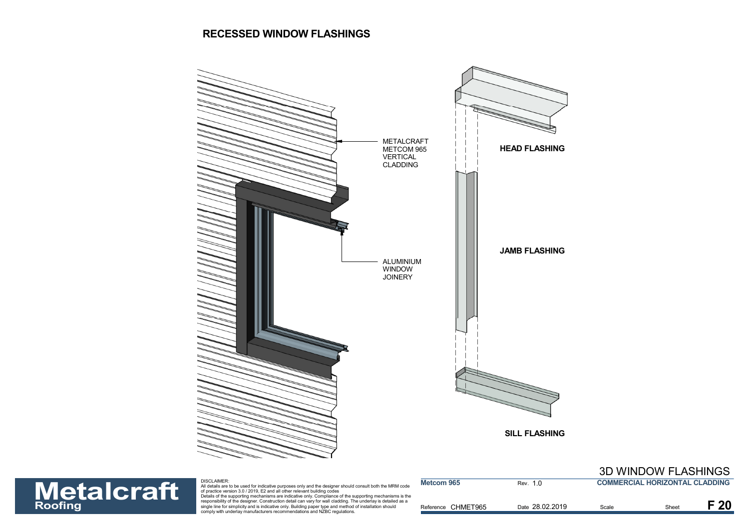# RECESSED WINDOW FLASHINGS

METALCRAFT METCOM 965 VERTICAL CLADDING

ALUMINIUM WINDOW JOINERY

**HEAD FLASHING**

**JAMB FLASHING**

**SILL FLASHING**

DISCLAIMER:
All details are to be used for indicative purposes only and the designer should consult both the MRM code of practice version 3.0 / 2019, E2 and all other relevant building codes
Details of the supporting mechanisms are indicative only. Compliance of the supporting mechanisms is the responsibility of the designer. Construction detail can vary for wall cladding. The underlay is detailed as a single line for simplicity and is indicative only. Building paper type and method of installation should comply with underlay manufacturers recommendations and NZBC regulations.

3D WINDOW FLASHINGS

| Metcom 965 | Rev. 1.0 | COMMERCIAL HORIZONTAL CLADDING | |
|---|---|---|---|
| Reference CHMET965 | Date 28.02.2019 | Scale | Sheet **F 20** |

**Metalcraft** Roofing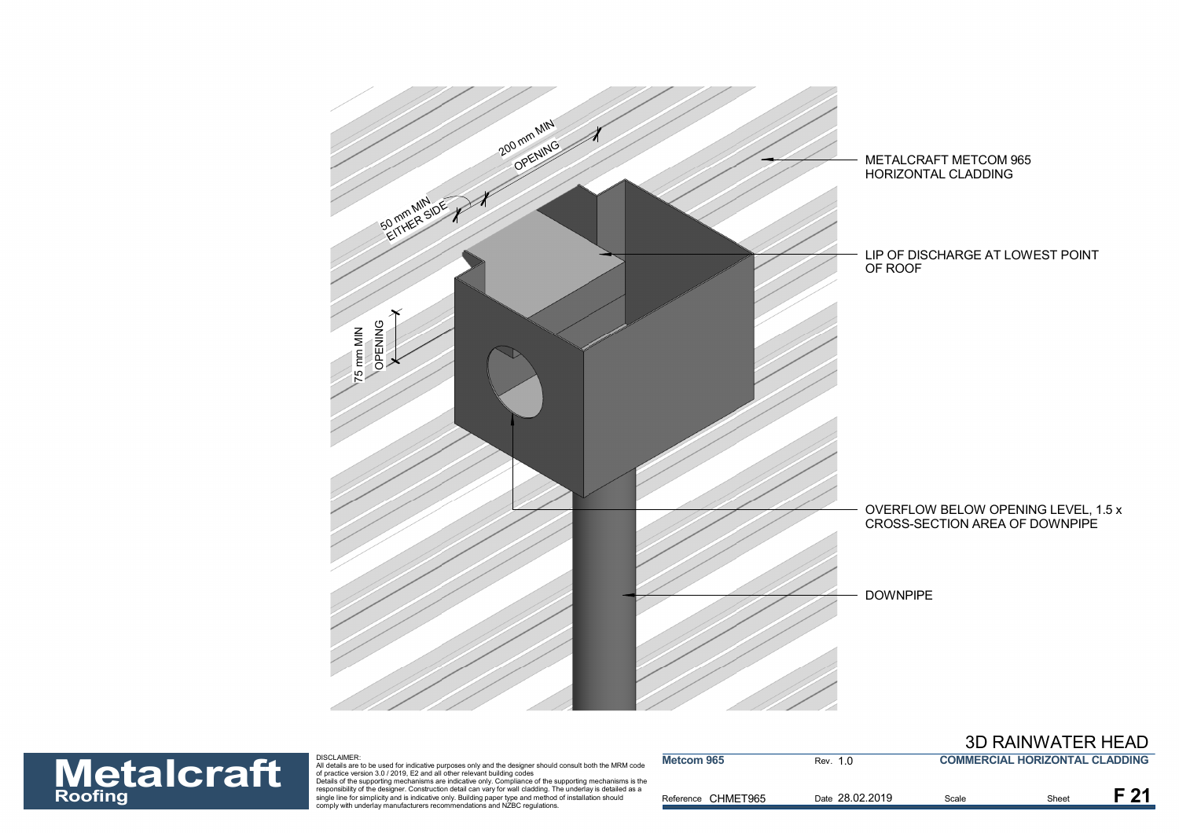200 mm MIN OPENING

50 mm MIN EITHER SIDE

75 mm MIN OPENING

METALCRAFT METCOM 965 HORIZONTAL CLADDING

LIP OF DISCHARGE AT LOWEST POINT OF ROOF

OVERFLOW BELOW OPENING LEVEL, 1.5 x CROSS-SECTION AREA OF DOWNPIPE

DOWNPIPE

**Metalcraft Roofing**

DISCLAIMER:
All details are to be used for indicative purposes only and the designer should consult both the MRM code of practice version 3.0 / 2019, E2 and all other relevant building codes
Details of the supporting mechanisms are indicative only. Compliance of the supporting mechanisms is the responsibility of the designer. Construction detail can vary for wall cladding. The underlay is detailed as a single line for simplicity and is indicative only. Building paper type and method of installation should comply with underlay manufacturers recommendations and NZBC regulations.

# 3D RAINWATER HEAD

| | | |
|---|---|---|
| **Metcom 965** | Rev. 1.0 | **COMMERCIAL HORIZONTAL CLADDING** |
| Reference CHMET965 | Date 28.02.2019 | Scale | Sheet **F 21** |